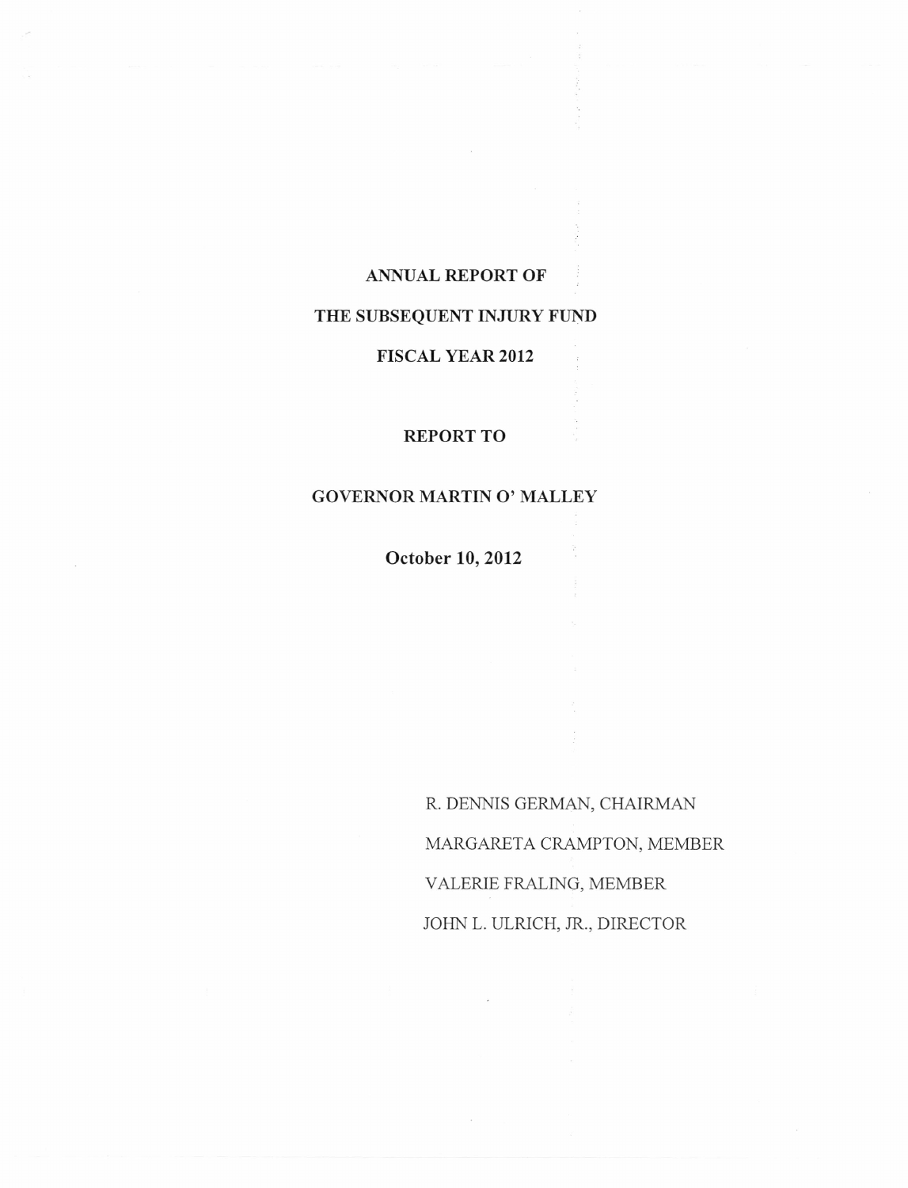# ANNUAL REPORT OF

# THE SUBSEQUENT INJURY FUND

# FISCAL YEAR 2012

## REPORT TO

## GOVERNOR MARTIN O' MALLEY

**October 10, 2012**

R. DENNIS GERMAN, CHAIRMAN

MARGARETA CRAMPTON, MEMBER

VALERIE FRALING, MEMBER

JOHN L. ULRICH, JR., DIRECTOR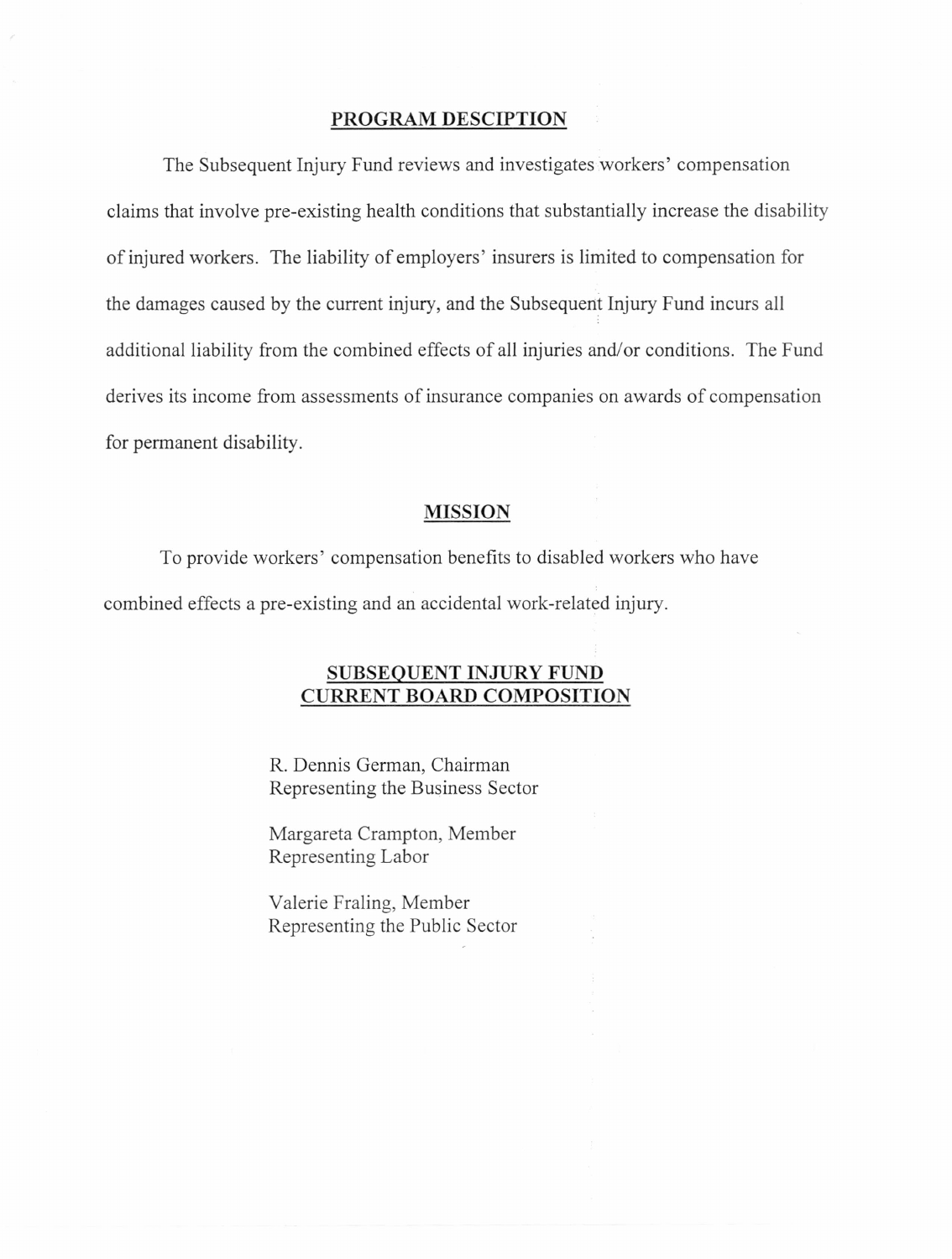## PROGRAM DESCRIPTION

The Subsequent Injury Fund reviews and investigates workers' compensation claims that involve pre-existing health conditions that substantially increase the disability of injured workers. The liability of employers' insurers is limited to compensation for the damages caused by the current injury, and the Subsequent Injury Fund incurs all additional liability from the combined effects of all injuries and/or conditions. The Fund derives its income from assessments of insurance companies on awards of compensation for permanent disability.

## MISSION

To provide workers' compensation benefits to disabled workers who have combined effects a pre-existing and an accidental work-related injury.

## SUBSEQUENT INJURY FUND CURRENT BOARD COMPOSITION

R. Dennis German, Chairman
Representing the Business Sector

Margareta Crampton, Member
Representing Labor

Valerie Fraling, Member
Representing the Public Sector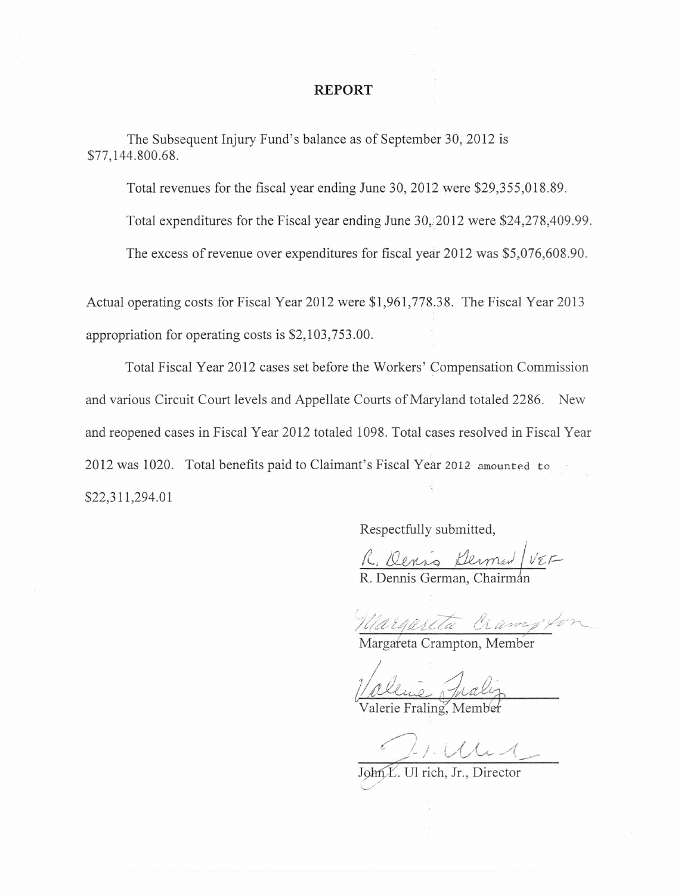# REPORT

The Subsequent Injury Fund's balance as of September 30, 2012 is $77,144.800.68.

Total revenues for the fiscal year ending June 30, 2012 were $29,355,018.89.

Total expenditures for the Fiscal year ending June 30, 2012 were $24,278,409.99.

The excess of revenue over expenditures for fiscal year 2012 was $5,076,608.90.

Actual operating costs for Fiscal Year 2012 were $1,961,778.38. The Fiscal Year 2013 appropriation for operating costs is $2,103,753.00.

Total Fiscal Year 2012 cases set before the Workers' Compensation Commission and various Circuit Court levels and Appellate Courts of Maryland totaled 2286. New and reopened cases in Fiscal Year 2012 totaled 1098. Total cases resolved in Fiscal Year 2012 was 1020. Total benefits paid to Claimant's Fiscal Year 2012 amounted to $22,311,294.01

Respectfully submitted,

R. Dennis German / VEF
R. Dennis German, Chairman

Margareta Crampton
Margareta Crampton, Member

Valerie Fraling
Valerie Fraling, Member

J. L. Ulrich
John L. Ul rich, Jr., Director